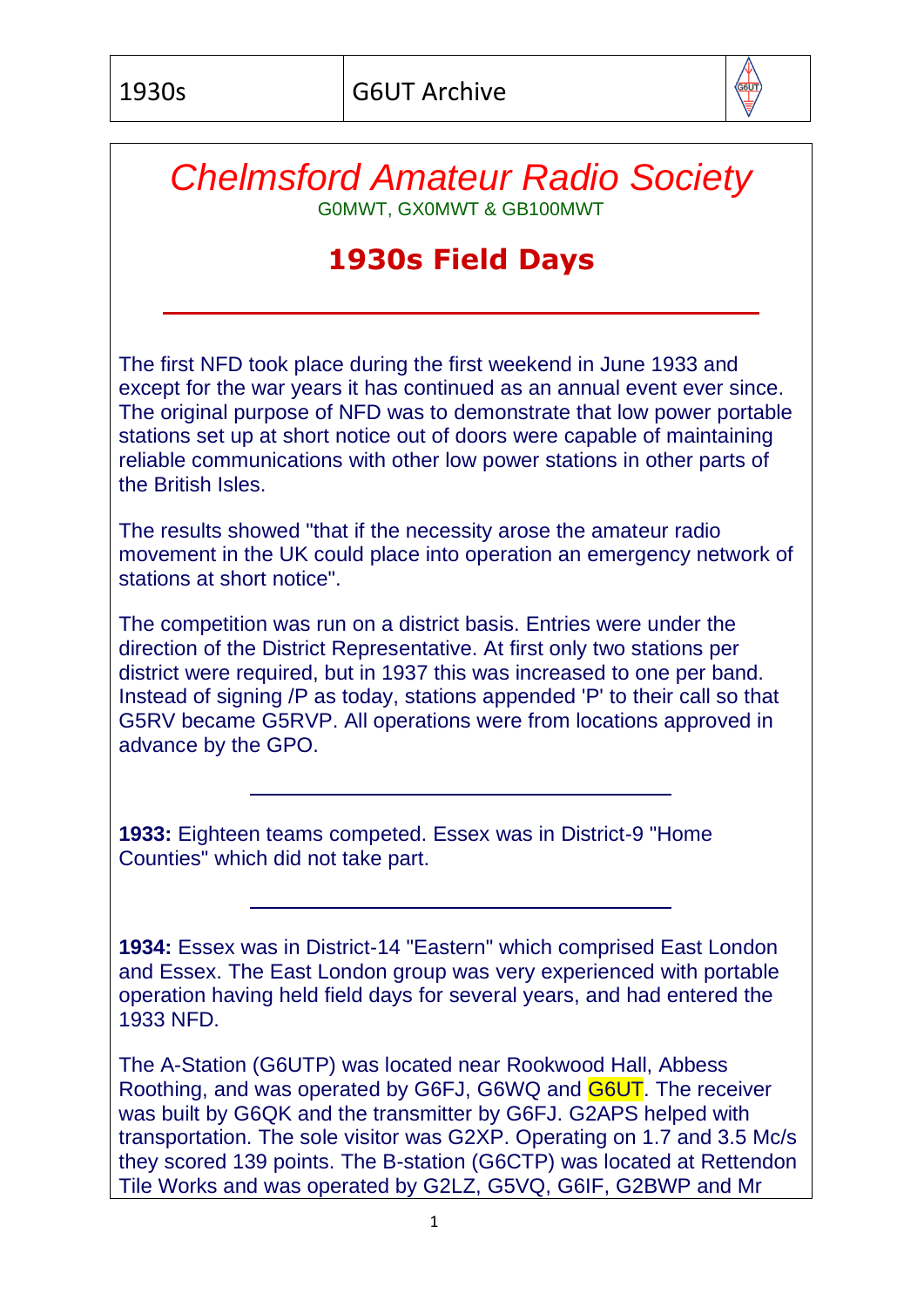# Chelmsford Amateur Radio Society

G0MWT, GX0MWT & GB100MWT

## 1930s Field Days

---

The first NFD took place during the first weekend in June 1933 and except for the war years it has continued as an annual event ever since. The original purpose of NFD was to demonstrate that low power portable stations set up at short notice out of doors were capable of maintaining reliable communications with other low power stations in other parts of the British Isles.

The results showed "that if the necessity arose the amateur radio movement in the UK could place into operation an emergency network of stations at short notice".

The competition was run on a district basis. Entries were under the direction of the District Representative. At first only two stations per district were required, but in 1937 this was increased to one per band. Instead of signing /P as today, stations appended 'P' to their call so that G5RV became G5RVP. All operations were from locations approved in advance by the GPO.

---

**1933:** Eighteen teams competed. Essex was in District-9 "Home Counties" which did not take part.

---

**1934:** Essex was in District-14 "Eastern" which comprised East London and Essex. The East London group was very experienced with portable operation having held field days for several years, and had entered the 1933 NFD.

The A-Station (G6UTP) was located near Rookwood Hall, Abbess Roothing, and was operated by G6FJ, G6WQ and G6UT. The receiver was built by G6QK and the transmitter by G6FJ. G2APS helped with transportation. The sole visitor was G2XP. Operating on 1.7 and 3.5 Mc/s they scored 139 points. The B-station (G6CTP) was located at Rettendon Tile Works and was operated by G2LZ, G5VQ, G6IF, G2BWP and Mr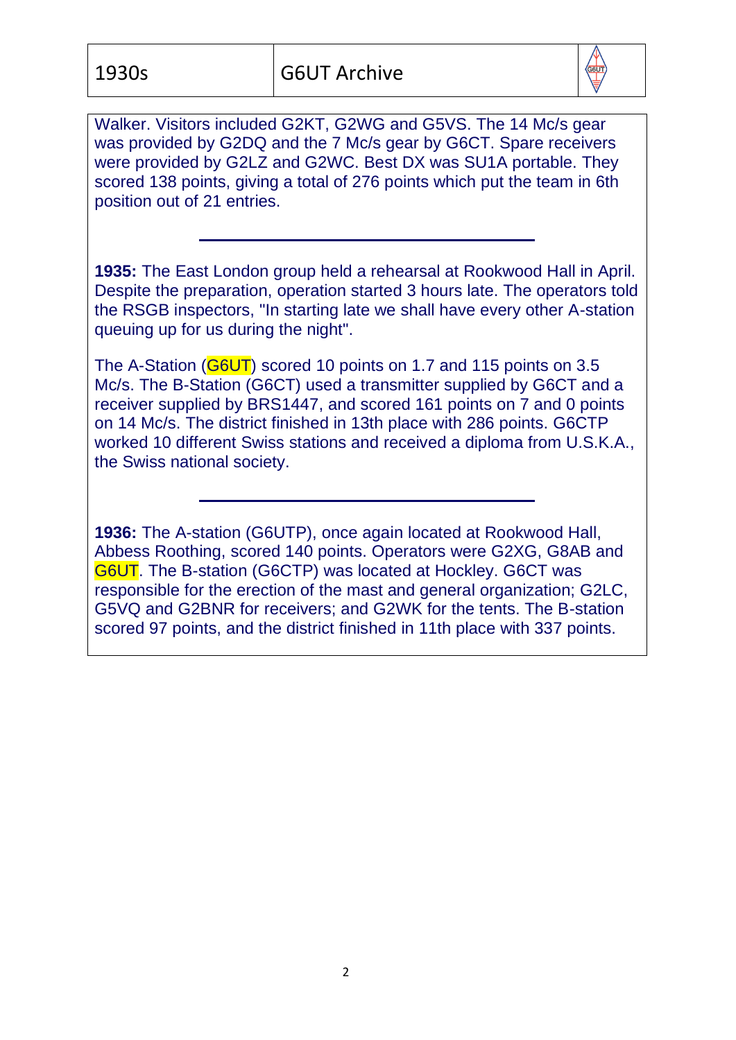Walker. Visitors included G2KT, G2WG and G5VS. The 14 Mc/s gear was provided by G2DQ and the 7 Mc/s gear by G6CT. Spare receivers were provided by G2LZ and G2WC. Best DX was SU1A portable. They scored 138 points, giving a total of 276 points which put the team in 6th position out of 21 entries.

---

**1935:** The East London group held a rehearsal at Rookwood Hall in April. Despite the preparation, operation started 3 hours late. The operators told the RSGB inspectors, "In starting late we shall have every other A-station queuing up for us during the night".

The A-Station (G6UT) scored 10 points on 1.7 and 115 points on 3.5 Mc/s. The B-Station (G6CT) used a transmitter supplied by G6CT and a receiver supplied by BRS1447, and scored 161 points on 7 and 0 points on 14 Mc/s. The district finished in 13th place with 286 points. G6CTP worked 10 different Swiss stations and received a diploma from U.S.K.A., the Swiss national society.

---

**1936:** The A-station (G6UTP), once again located at Rookwood Hall, Abbess Roothing, scored 140 points. Operators were G2XG, G8AB and G6UT. The B-station (G6CTP) was located at Hockley. G6CT was responsible for the erection of the mast and general organization; G2LC, G5VQ and G2BNR for receivers; and G2WK for the tents. The B-station scored 97 points, and the district finished in 11th place with 337 points.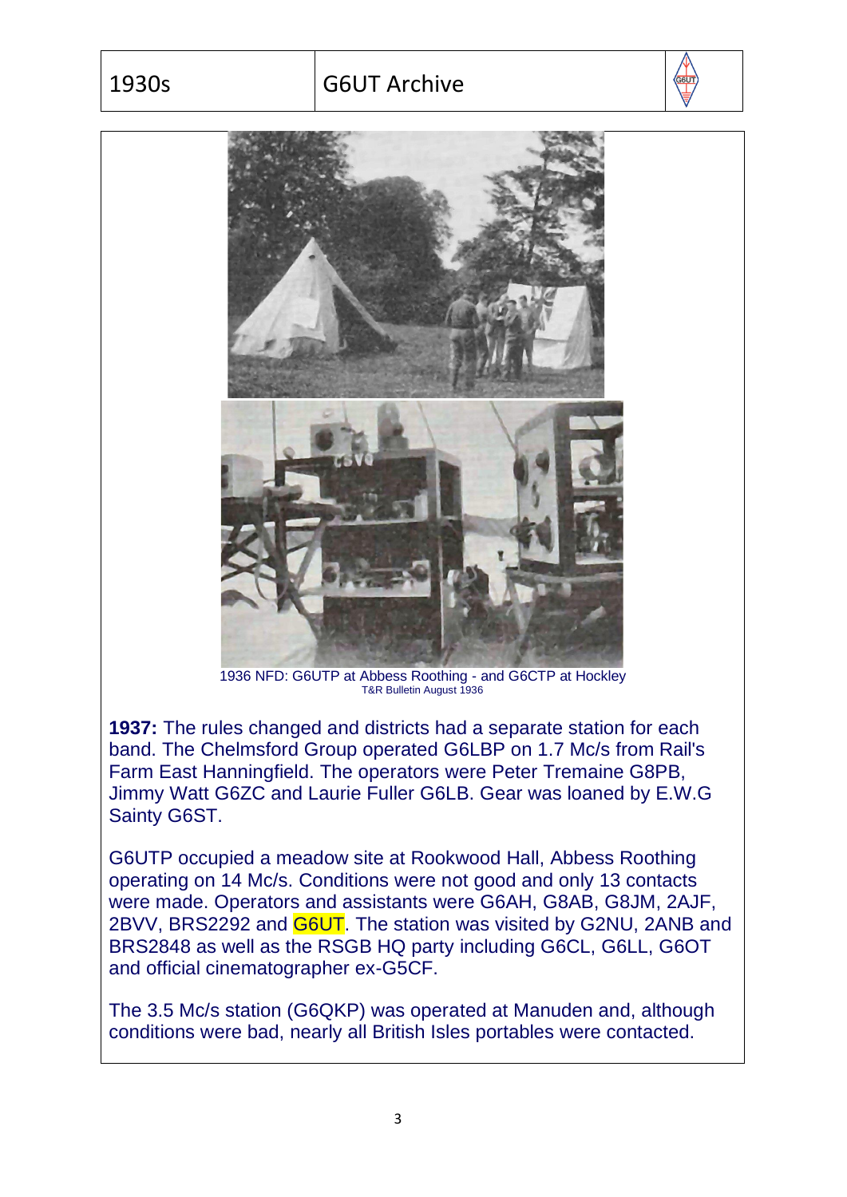1936 NFD: G6UTP at Abbess Roothing - and G6CTP at Hockley
T&R Bulletin August 1936

**1937:** The rules changed and districts had a separate station for each band. The Chelmsford Group operated G6LBP on 1.7 Mc/s from Rail's Farm East Hanningfield. The operators were Peter Tremaine G8PB, Jimmy Watt G6ZC and Laurie Fuller G6LB. Gear was loaned by E.W.G Sainty G6ST.

G6UTP occupied a meadow site at Rookwood Hall, Abbess Roothing operating on 14 Mc/s. Conditions were not good and only 13 contacts were made. Operators and assistants were G6AH, G8AB, G8JM, 2AJF, 2BVV, BRS2292 and G6UT. The station was visited by G2NU, 2ANB and BRS2848 as well as the RSGB HQ party including G6CL, G6LL, G6OT and official cinematographer ex-G5CF.

The 3.5 Mc/s station (G6QKP) was operated at Manuden and, although conditions were bad, nearly all British Isles portables were contacted.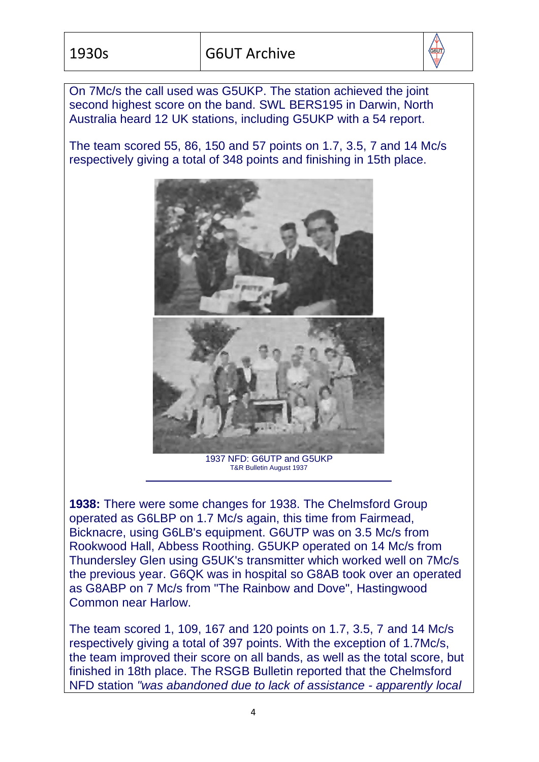On 7Mc/s the call used was G5UKP. The station achieved the joint second highest score on the band. SWL BERS195 in Darwin, North Australia heard 12 UK stations, including G5UKP with a 54 report.

The team scored 55, 86, 150 and 57 points on 1.7, 3.5, 7 and 14 Mc/s respectively giving a total of 348 points and finishing in 15th place.

1937 NFD: G6UTP and G5UKP
T&R Bulletin August 1937

---

**1938:** There were some changes for 1938. The Chelmsford Group operated as G6LBP on 1.7 Mc/s again, this time from Fairmead, Bicknacre, using G6LB's equipment. G6UTP was on 3.5 Mc/s from Rookwood Hall, Abbess Roothing. G5UKP operated on 14 Mc/s from Thundersley Glen using G5UK's transmitter which worked well on 7Mc/s the previous year. G6QK was in hospital so G8AB took over an operated as G8ABP on 7 Mc/s from "The Rainbow and Dove", Hastingwood Common near Harlow.

The team scored 1, 109, 167 and 120 points on 1.7, 3.5, 7 and 14 Mc/s respectively giving a total of 397 points. With the exception of 1.7Mc/s, the team improved their score on all bands, as well as the total score, but finished in 18th place. The RSGB Bulletin reported that the Chelmsford NFD station *"was abandoned due to lack of assistance - apparently local*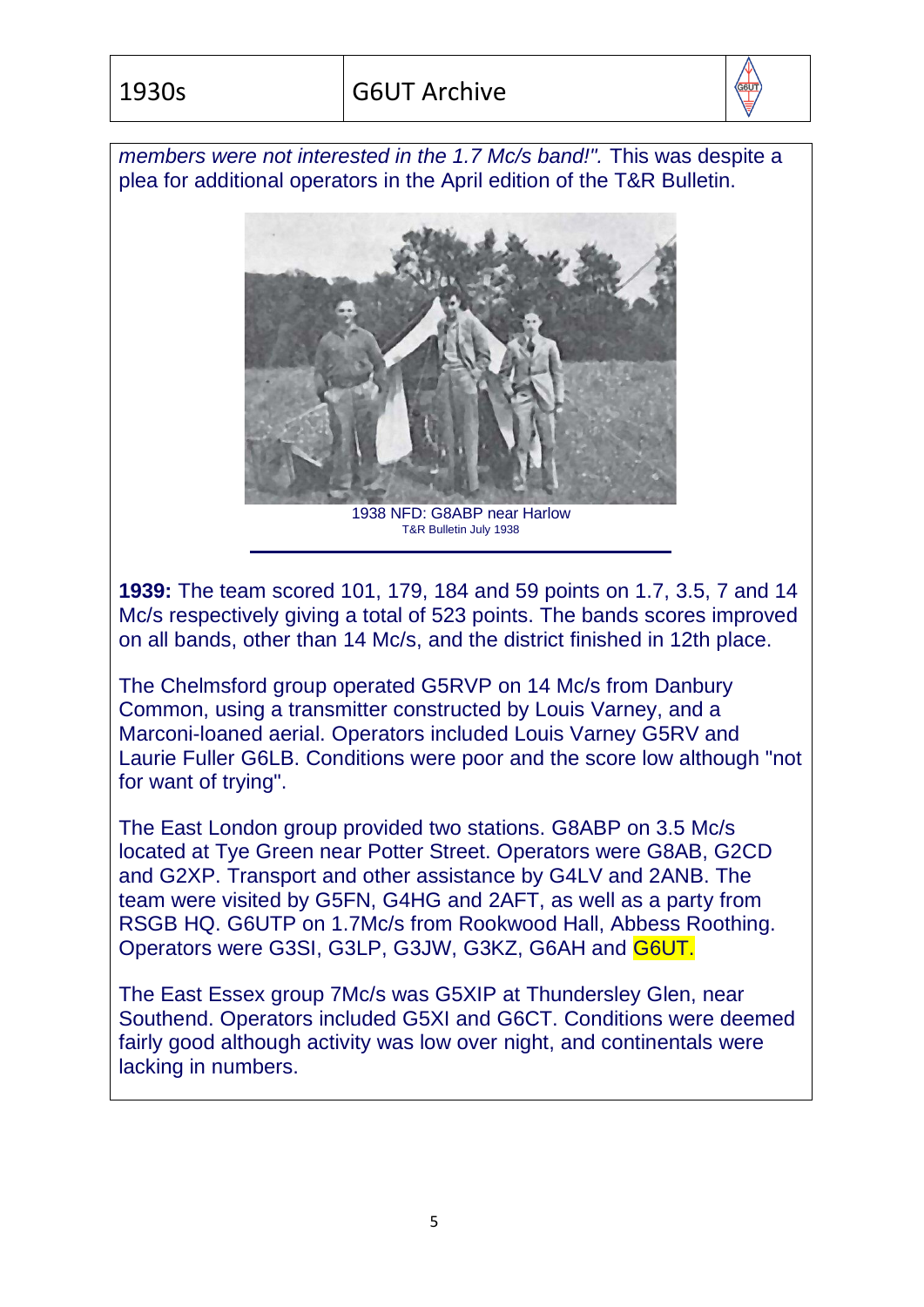*members were not interested in the 1.7 Mc/s band!".* This was despite a plea for additional operators in the April edition of the T&R Bulletin.

1938 NFD: G8ABP near Harlow
T&R Bulletin July 1938

**1939:** The team scored 101, 179, 184 and 59 points on 1.7, 3.5, 7 and 14 Mc/s respectively giving a total of 523 points. The bands scores improved on all bands, other than 14 Mc/s, and the district finished in 12th place.

The Chelmsford group operated G5RVP on 14 Mc/s from Danbury Common, using a transmitter constructed by Louis Varney, and a Marconi-loaned aerial. Operators included Louis Varney G5RV and Laurie Fuller G6LB. Conditions were poor and the score low although "not for want of trying".

The East London group provided two stations. G8ABP on 3.5 Mc/s located at Tye Green near Potter Street. Operators were G8AB, G2CD and G2XP. Transport and other assistance by G4LV and 2ANB. The team were visited by G5FN, G4HG and 2AFT, as well as a party from RSGB HQ. G6UTP on 1.7Mc/s from Rookwood Hall, Abbess Roothing. Operators were G3SI, G3LP, G3JW, G3KZ, G6AH and G6UT.

The East Essex group 7Mc/s was G5XIP at Thundersley Glen, near Southend. Operators included G5XI and G6CT. Conditions were deemed fairly good although activity was low over night, and continentals were lacking in numbers.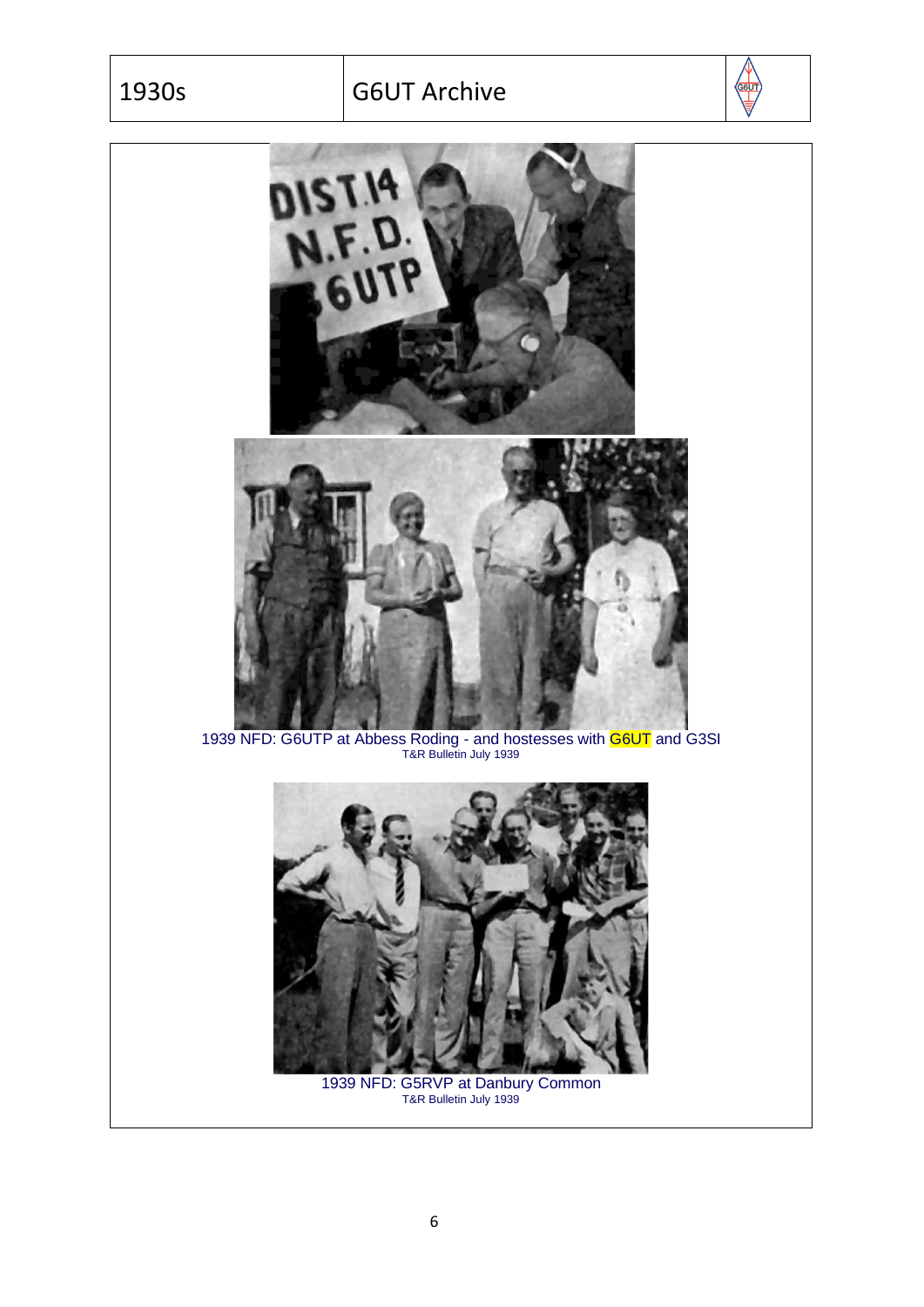1939 NFD: G6UTP at Abbess Roding - and hostesses with G6UT and G3SI

T&R Bulletin July 1939

1939 NFD: G5RVP at Danbury Common

T&R Bulletin July 1939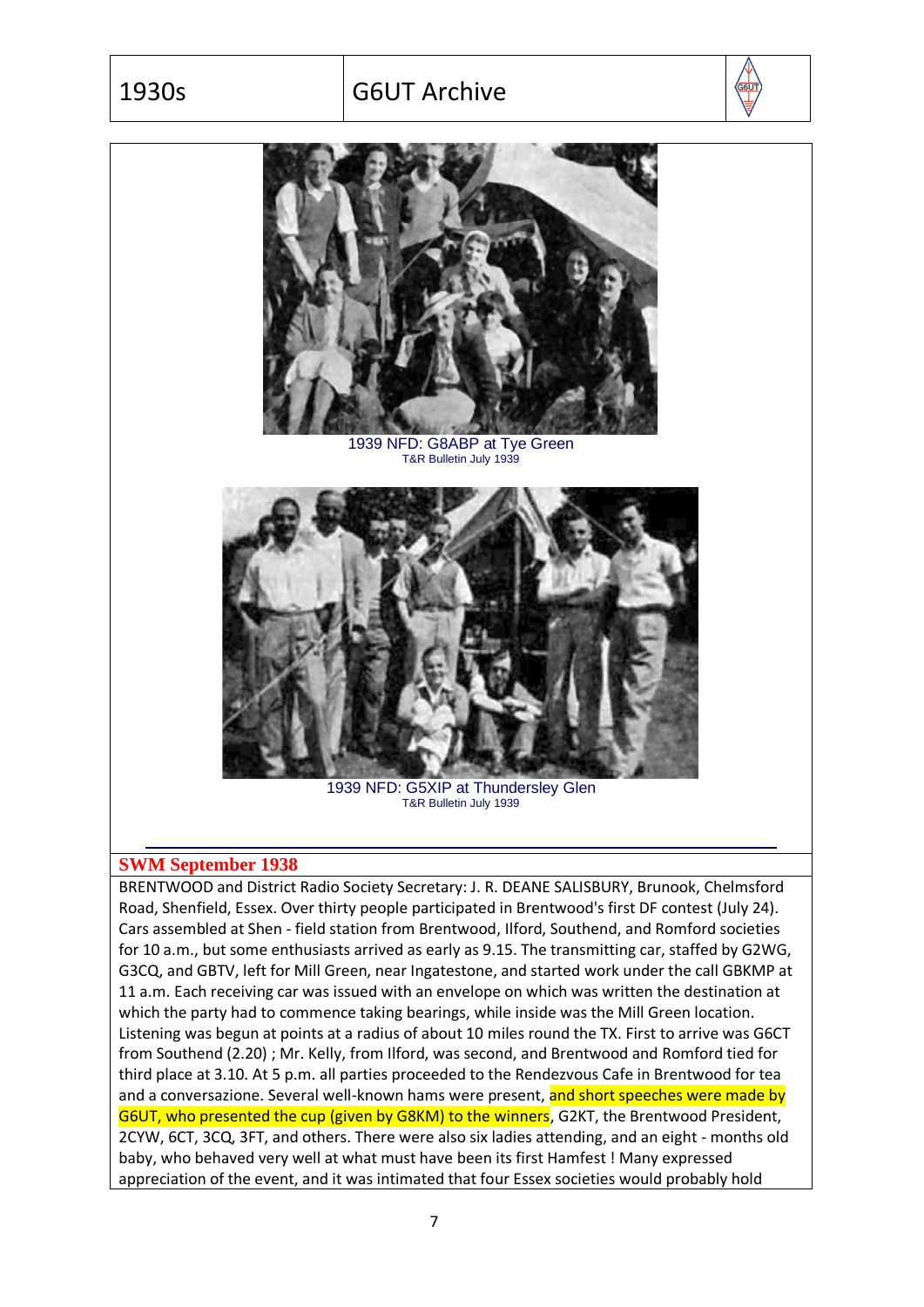1939 NFD: G8ABP at Tye Green
T&R Bulletin July 1939

1939 NFD: G5XIP at Thundersley Glen
T&R Bulletin July 1939

## SWM September 1938

BRENTWOOD and District Radio Society Secretary: J. R. DEANE SALISBURY, Brunook, Chelmsford Road, Shenfield, Essex. Over thirty people participated in Brentwood's first DF contest (July 24). Cars assembled at Shen - field station from Brentwood, Ilford, Southend, and Romford societies for 10 a.m., but some enthusiasts arrived as early as 9.15. The transmitting car, staffed by G2WG, G3CQ, and GBTV, left for Mill Green, near Ingatestone, and started work under the call GBKMP at 11 a.m. Each receiving car was issued with an envelope on which was written the destination at which the party had to commence taking bearings, while inside was the Mill Green location. Listening was begun at points at a radius of about 10 miles round the TX. First to arrive was G6CT from Southend (2.20) ; Mr. Kelly, from Ilford, was second, and Brentwood and Romford tied for third place at 3.10. At 5 p.m. all parties proceeded to the Rendezvous Cafe in Brentwood for tea and a conversazione. Several well-known hams were present, and short speeches were made by G6UT, who presented the cup (given by G8KM) to the winners, G2KT, the Brentwood President, 2CYW, 6CT, 3CQ, 3FT, and others. There were also six ladies attending, and an eight - months old baby, who behaved very well at what must have been its first Hamfest ! Many expressed appreciation of the event, and it was intimated that four Essex societies would probably hold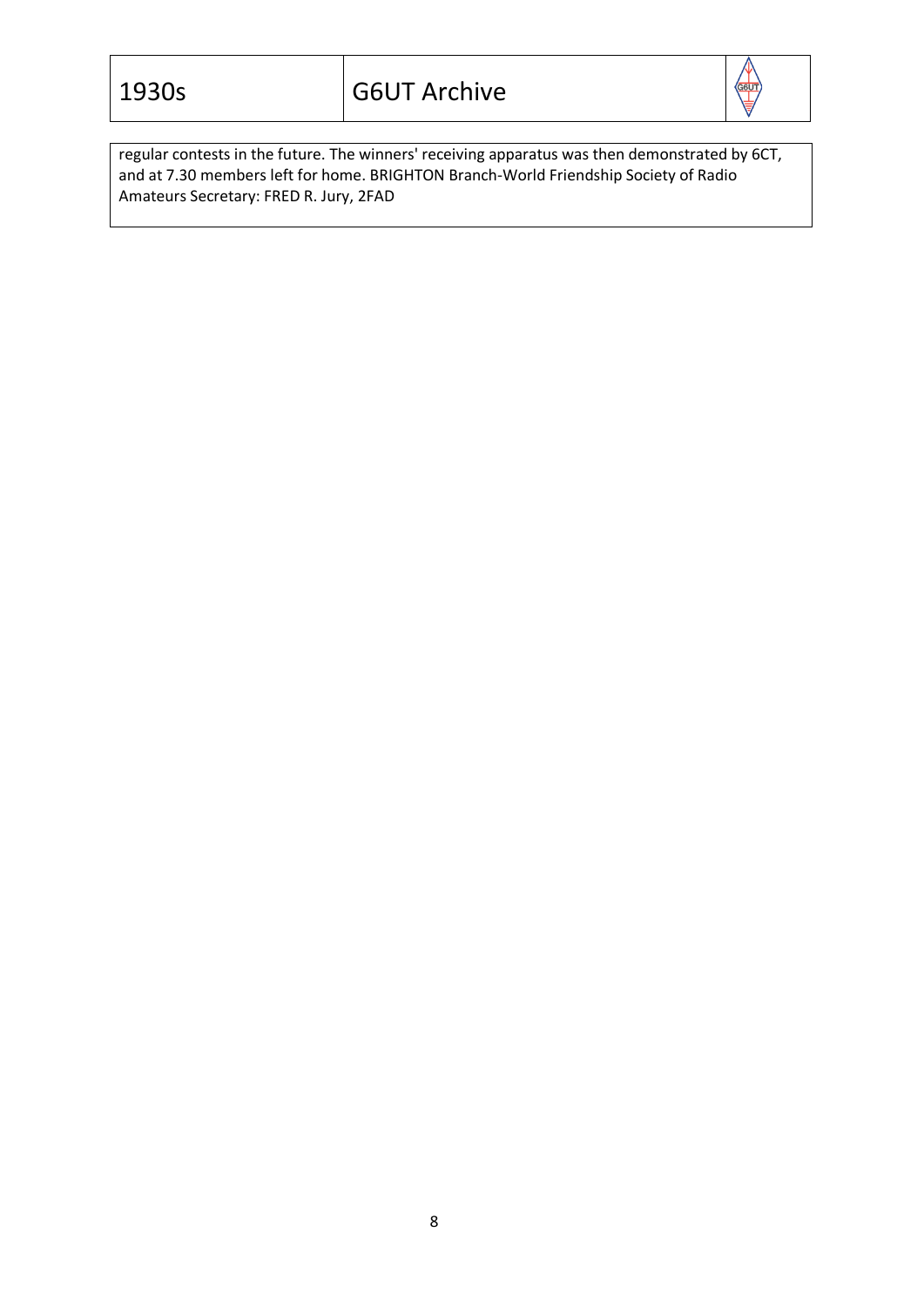regular contests in the future. The winners' receiving apparatus was then demonstrated by 6CT, and at 7.30 members left for home. BRIGHTON Branch-World Friendship Society of Radio Amateurs Secretary: FRED R. Jury, 2FAD